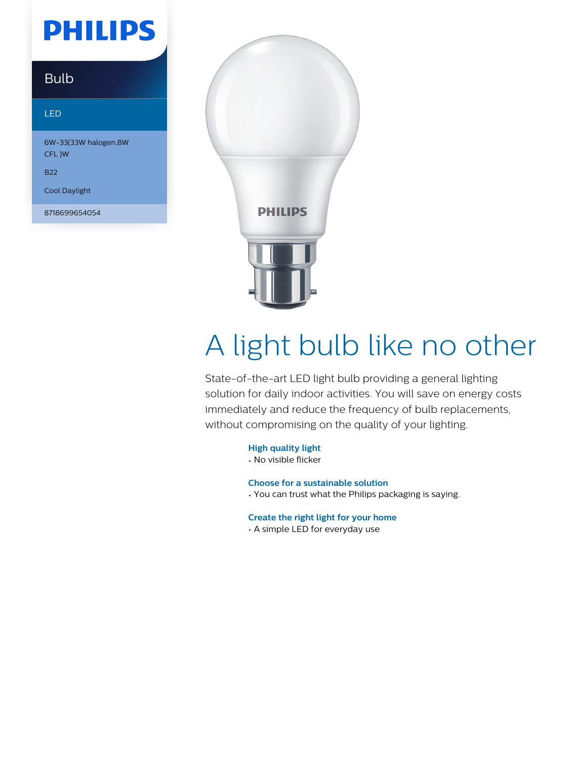PHILIPS

Bulb

LED

6W-33(33W halogen,8W CFL )W

B22

Cool Daylight

8718699654054

# A light bulb like no other

State-of-the-art LED light bulb providing a general lighting solution for daily indoor activities. You will save on energy costs immediately and reduce the frequency of bulb replacements, without compromising on the quality of your lighting.

**High quality light**
- No visible flicker

**Choose for a sustainable solution**
- You can trust what the Philips packaging is saying.

**Create the right light for your home**
- A simple LED for everyday use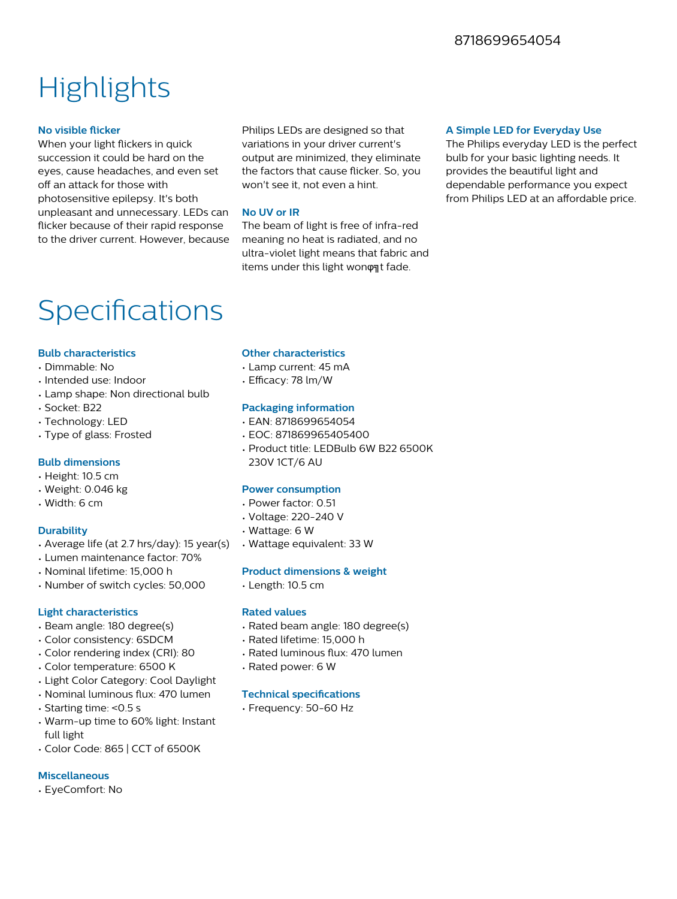8718699654054

# Highlights

### No visible flicker

When your light flickers in quick succession it could be hard on the eyes, cause headaches, and even set off an attack for those with photosensitive epilepsy. It's both unpleasant and unnecessary. LEDs can flicker because of their rapid response to the driver current. However, because Philips LEDs are designed so that variations in your driver current's output are minimized, they eliminate the factors that cause flicker. So, you won't see it, not even a hint.

### No UV or IR

The beam of light is free of infra-red meaning no heat is radiated, and no ultra-violet light means that fabric and items under this light wonφ╗t fade.

### A Simple LED for Everyday Use

The Philips everyday LED is the perfect bulb for your basic lighting needs. It provides the beautiful light and dependable performance you expect from Philips LED at an affordable price.

# Specifications

### Bulb characteristics

- Dimmable: No
- Intended use: Indoor
- Lamp shape: Non directional bulb
- Socket: B22
- Technology: LED
- Type of glass: Frosted

### Bulb dimensions

- Height: 10.5 cm
- Weight: 0.046 kg
- Width: 6 cm

### Durability

- Average life (at 2.7 hrs/day): 15 year(s)
- Lumen maintenance factor: 70%
- Nominal lifetime: 15,000 h
- Number of switch cycles: 50,000

### Light characteristics

- Beam angle: 180 degree(s)
- Color consistency: 6SDCM
- Color rendering index (CRI): 80
- Color temperature: 6500 K
- Light Color Category: Cool Daylight
- Nominal luminous flux: 470 lumen
- Starting time: <0.5 s
- Warm-up time to 60% light: Instant full light
- Color Code: 865 | CCT of 6500K

### Miscellaneous

- EyeComfort: No

### Other characteristics

- Lamp current: 45 mA
- Efficacy: 78 lm/W

### Packaging information

- EAN: 8718699654054
- EOC: 871869965405400
- Product title: LEDBulb 6W B22 6500K 230V 1CT/6 AU

### Power consumption

- Power factor: 0.51
- Voltage: 220-240 V
- Wattage: 6 W
- Wattage equivalent: 33 W

### Product dimensions & weight

- Length: 10.5 cm

### Rated values

- Rated beam angle: 180 degree(s)
- Rated lifetime: 15,000 h
- Rated luminous flux: 470 lumen
- Rated power: 6 W

### Technical specifications

- Frequency: 50-60 Hz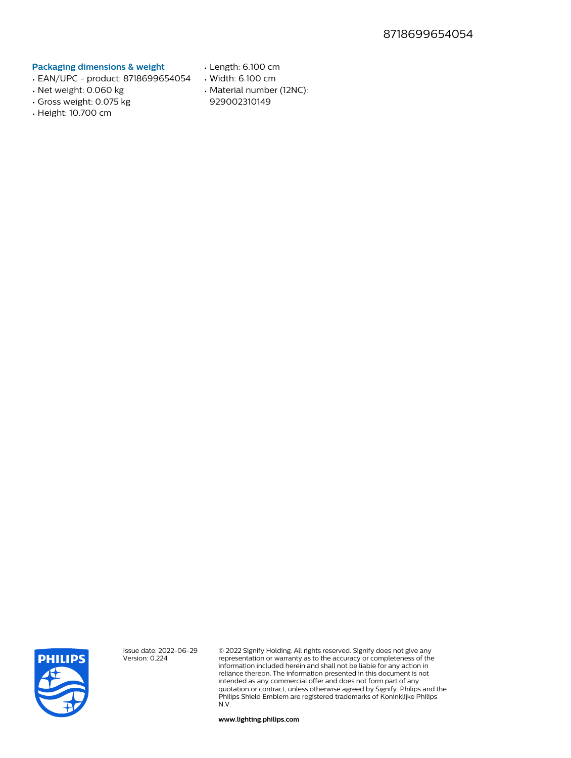8718699654054

### Packaging dimensions & weight

- EAN/UPC - product: 8718699654054
- Net weight: 0.060 kg
- Gross weight: 0.075 kg
- Height: 10.700 cm
- Length: 6.100 cm
- Width: 6.100 cm
- Material number (12NC): 929002310149

Issue date: 2022-06-29
Version: 0.224

© 2022 Signify Holding. All rights reserved. Signify does not give any representation or warranty as to the accuracy or completeness of the information included herein and shall not be liable for any action in reliance thereon. The information presented in this document is not intended as any commercial offer and does not form part of any quotation or contract, unless otherwise agreed by Signify. Philips and the Philips Shield Emblem are registered trademarks of Koninklijke Philips N.V.

**www.lighting.philips.com**